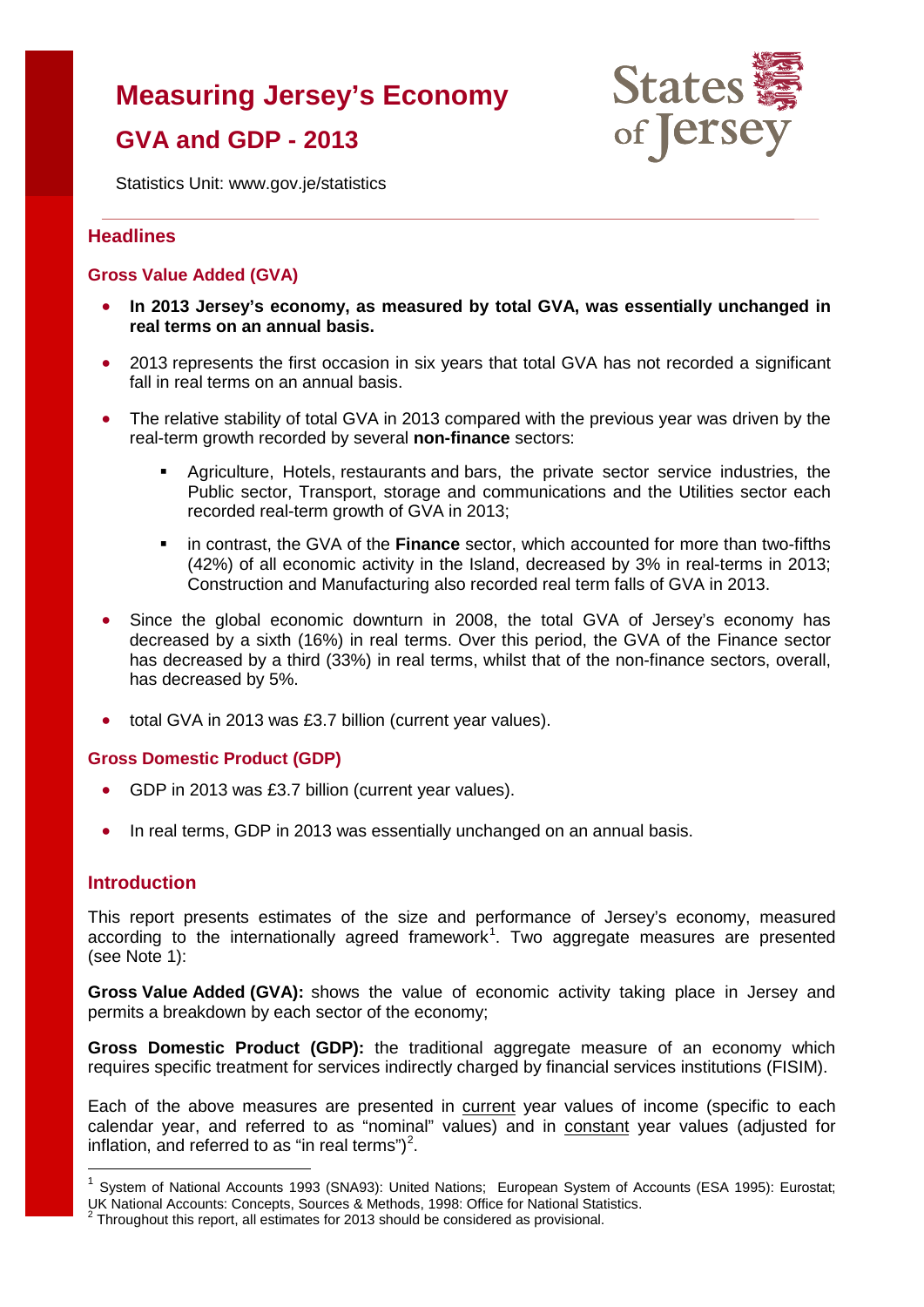# Measuring Jersey's Economy

## GVA and GDP - 2013

Statistics Unit: www.gov.je/statistics

---

## Headlines

### Gross Value Added (GVA)

- **In 2013 Jersey's economy, as measured by total GVA, was essentially unchanged in real terms on an annual basis.**
- 2013 represents the first occasion in six years that total GVA has not recorded a significant fall in real terms on an annual basis.
- The relative stability of total GVA in 2013 compared with the previous year was driven by the real-term growth recorded by several **non-finance** sectors:
  - Agriculture, Hotels, restaurants and bars, the private sector service industries, the Public sector, Transport, storage and communications and the Utilities sector each recorded real-term growth of GVA in 2013;
  - in contrast, the GVA of the **Finance** sector, which accounted for more than two-fifths (42%) of all economic activity in the Island, decreased by 3% in real-terms in 2013; Construction and Manufacturing also recorded real term falls of GVA in 2013.
- Since the global economic downturn in 2008, the total GVA of Jersey's economy has decreased by a sixth (16%) in real terms. Over this period, the GVA of the Finance sector has decreased by a third (33%) in real terms, whilst that of the non-finance sectors, overall, has decreased by 5%.
- total GVA in 2013 was £3.7 billion (current year values).

### Gross Domestic Product (GDP)

- GDP in 2013 was £3.7 billion (current year values).
- In real terms, GDP in 2013 was essentially unchanged on an annual basis.

## Introduction

This report presents estimates of the size and performance of Jersey's economy, measured according to the internationally agreed framework[1]. Two aggregate measures are presented (see Note 1):

**Gross Value Added (GVA):** shows the value of economic activity taking place in Jersey and permits a breakdown by each sector of the economy;

**Gross Domestic Product (GDP):** the traditional aggregate measure of an economy which requires specific treatment for services indirectly charged by financial services institutions (FISIM).

Each of the above measures are presented in current year values of income (specific to each calendar year, and referred to as "nominal" values) and in constant year values (adjusted for inflation, and referred to as "in real terms")[2].

---

[1] System of National Accounts 1993 (SNA93): United Nations; European System of Accounts (ESA 1995): Eurostat; UK National Accounts: Concepts, Sources & Methods, 1998: Office for National Statistics.

[2] Throughout this report, all estimates for 2013 should be considered as provisional.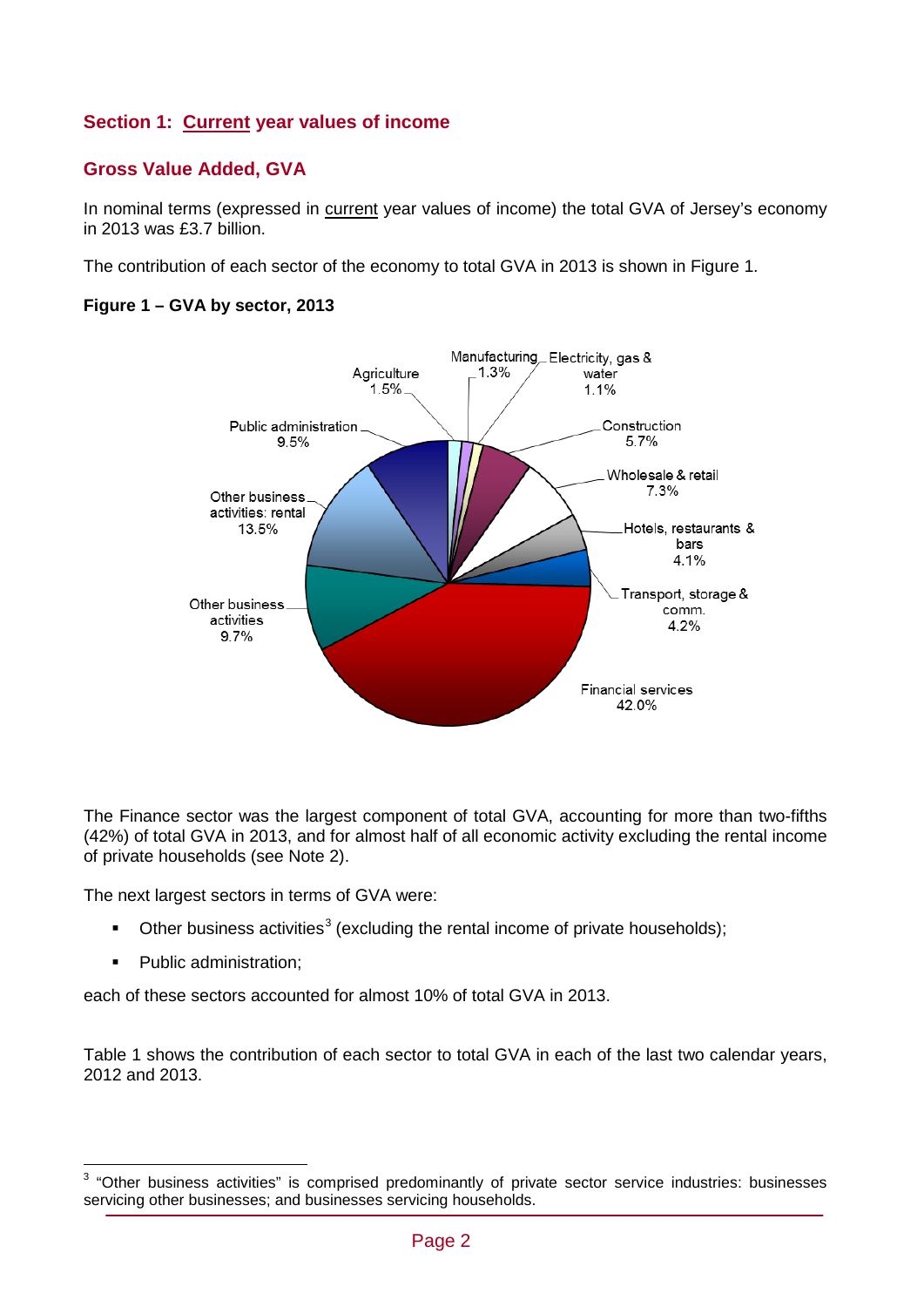## Section 1: Current year values of income

### Gross Value Added, GVA

In nominal terms (expressed in current year values of income) the total GVA of Jersey's economy in 2013 was £3.7 billion.

The contribution of each sector of the economy to total GVA in 2013 is shown in Figure 1.

**Figure 1 – GVA by sector, 2013**

| Sector | Share of GVA |
|---|---|
| Agriculture | 1.5% |
| Manufacturing | 1.3% |
| Electricity, gas & water | 1.1% |
| Construction | 5.7% |
| Wholesale & retail | 7.3% |
| Hotels, restaurants & bars | 4.1% |
| Transport, storage & comm. | 4.2% |
| Financial services | 42.0% |
| Other business activities | 9.7% |
| Other business activities: rental | 13.5% |
| Public administration | 9.5% |

The Finance sector was the largest component of total GVA, accounting for more than two-fifths (42%) of total GVA in 2013, and for almost half of all economic activity excluding the rental income of private households (see Note 2).

The next largest sectors in terms of GVA were:

- Other business activities[3] (excluding the rental income of private households);
- Public administration;

each of these sectors accounted for almost 10% of total GVA in 2013.

Table 1 shows the contribution of each sector to total GVA in each of the last two calendar years, 2012 and 2013.

[3] "Other business activities" is comprised predominantly of private sector service industries: businesses servicing other businesses; and businesses servicing households.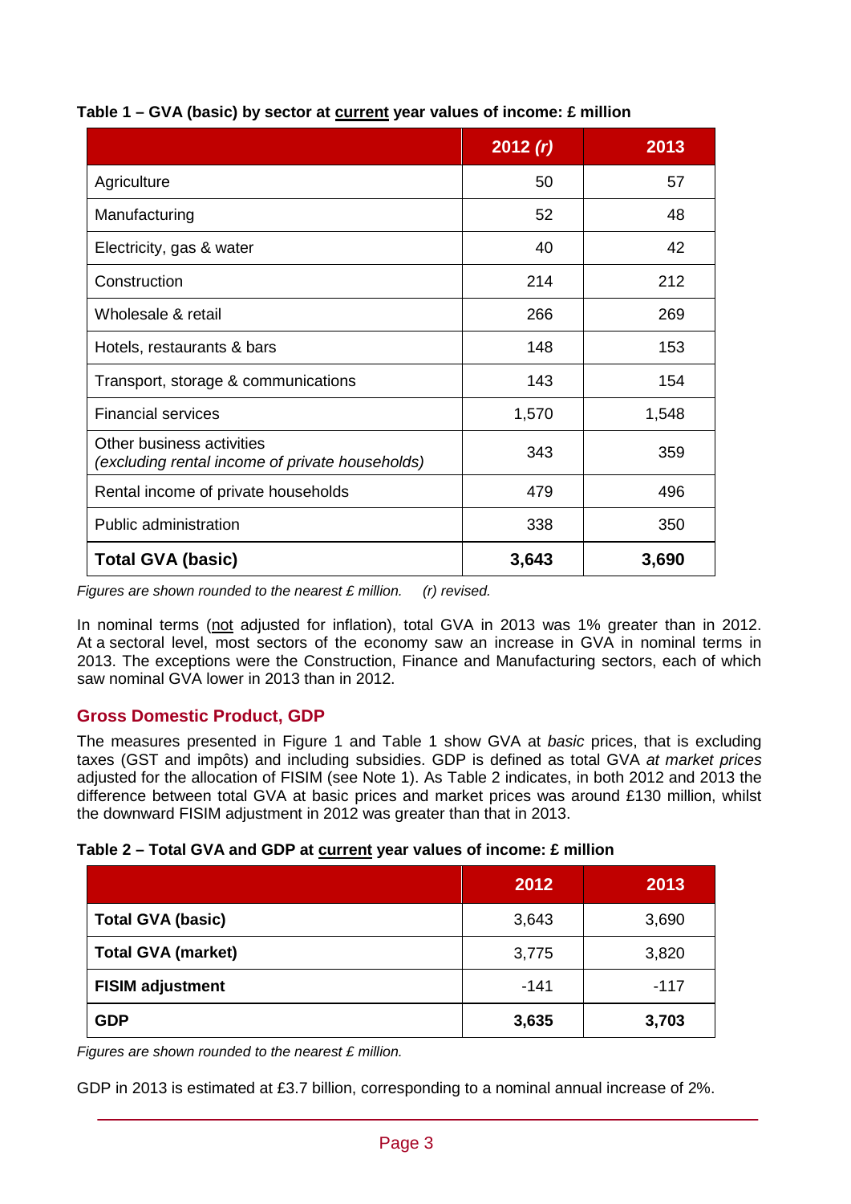**Table 1 – GVA (basic) by sector at current year values of income: £ million**

| | 2012 *(r)* | 2013 |
|---|---|---|
| Agriculture | 50 | 57 |
| Manufacturing | 52 | 48 |
| Electricity, gas & water | 40 | 42 |
| Construction | 214 | 212 |
| Wholesale & retail | 266 | 269 |
| Hotels, restaurants & bars | 148 | 153 |
| Transport, storage & communications | 143 | 154 |
| Financial services | 1,570 | 1,548 |
| Other business activities *(excluding rental income of private households)* | 343 | 359 |
| Rental income of private households | 479 | 496 |
| Public administration | 338 | 350 |
| **Total GVA (basic)** | **3,643** | **3,690** |

*Figures are shown rounded to the nearest £ million. (r) revised.*

In nominal terms (not adjusted for inflation), total GVA in 2013 was 1% greater than in 2012. At a sectoral level, most sectors of the economy saw an increase in GVA in nominal terms in 2013. The exceptions were the Construction, Finance and Manufacturing sectors, each of which saw nominal GVA lower in 2013 than in 2012.

## Gross Domestic Product, GDP

The measures presented in Figure 1 and Table 1 show GVA at *basic* prices, that is excluding taxes (GST and impôts) and including subsidies. GDP is defined as total GVA *at market prices* adjusted for the allocation of FISIM (see Note 1). As Table 2 indicates, in both 2012 and 2013 the difference between total GVA at basic prices and market prices was around £130 million, whilst the downward FISIM adjustment in 2012 was greater than that in 2013.

**Table 2 – Total GVA and GDP at current year values of income: £ million**

| | 2012 | 2013 |
|---|---|---|
| **Total GVA (basic)** | 3,643 | 3,690 |
| **Total GVA (market)** | 3,775 | 3,820 |
| **FISIM adjustment** | -141 | -117 |
| **GDP** | **3,635** | **3,703** |

*Figures are shown rounded to the nearest £ million.*

GDP in 2013 is estimated at £3.7 billion, corresponding to a nominal annual increase of 2%.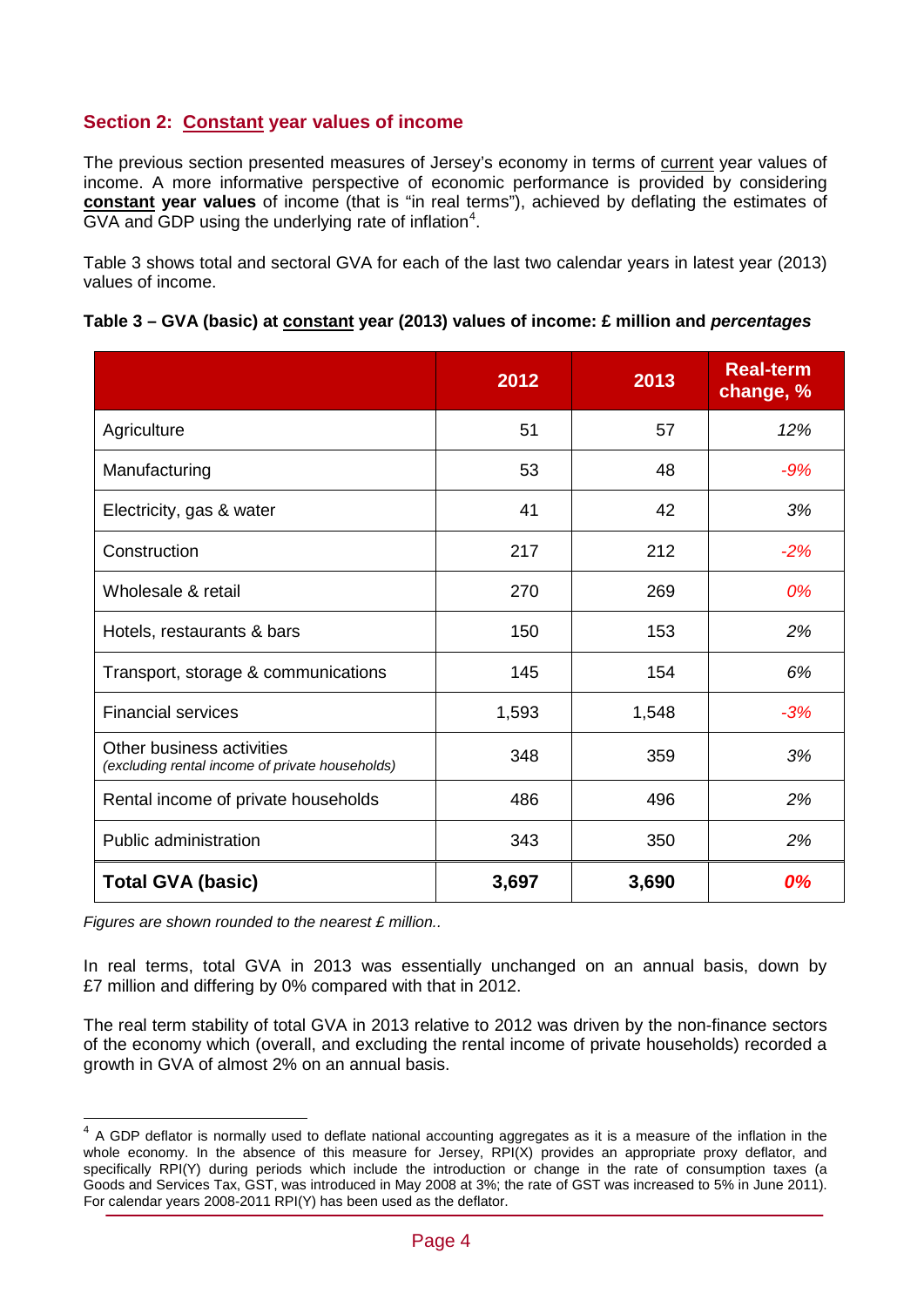## Section 2: Constant year values of income

The previous section presented measures of Jersey's economy in terms of current year values of income. A more informative perspective of economic performance is provided by considering **constant year values** of income (that is "in real terms"), achieved by deflating the estimates of GVA and GDP using the underlying rate of inflation[4].

Table 3 shows total and sectoral GVA for each of the last two calendar years in latest year (2013) values of income.

**Table 3 – GVA (basic) at constant year (2013) values of income: £ million and *percentages***

| | 2012 | 2013 | Real-term change, % |
|---|---|---|---|
| Agriculture | 51 | 57 | *12%* |
| Manufacturing | 53 | 48 | *-9%* |
| Electricity, gas & water | 41 | 42 | *3%* |
| Construction | 217 | 212 | *-2%* |
| Wholesale & retail | 270 | 269 | *0%* |
| Hotels, restaurants & bars | 150 | 153 | *2%* |
| Transport, storage & communications | 145 | 154 | *6%* |
| Financial services | 1,593 | 1,548 | *-3%* |
| Other business activities *(excluding rental income of private households)* | 348 | 359 | *3%* |
| Rental income of private households | 486 | 496 | *2%* |
| Public administration | 343 | 350 | *2%* |
| **Total GVA (basic)** | **3,697** | **3,690** | ***0%*** |

*Figures are shown rounded to the nearest £ million..*

In real terms, total GVA in 2013 was essentially unchanged on an annual basis, down by £7 million and differing by 0% compared with that in 2012.

The real term stability of total GVA in 2013 relative to 2012 was driven by the non-finance sectors of the economy which (overall, and excluding the rental income of private households) recorded a growth in GVA of almost 2% on an annual basis.

[4] A GDP deflator is normally used to deflate national accounting aggregates as it is a measure of the inflation in the whole economy. In the absence of this measure for Jersey, RPI(X) provides an appropriate proxy deflator, and specifically RPI(Y) during periods which include the introduction or change in the rate of consumption taxes (a Goods and Services Tax, GST, was introduced in May 2008 at 3%; the rate of GST was increased to 5% in June 2011). For calendar years 2008-2011 RPI(Y) has been used as the deflator.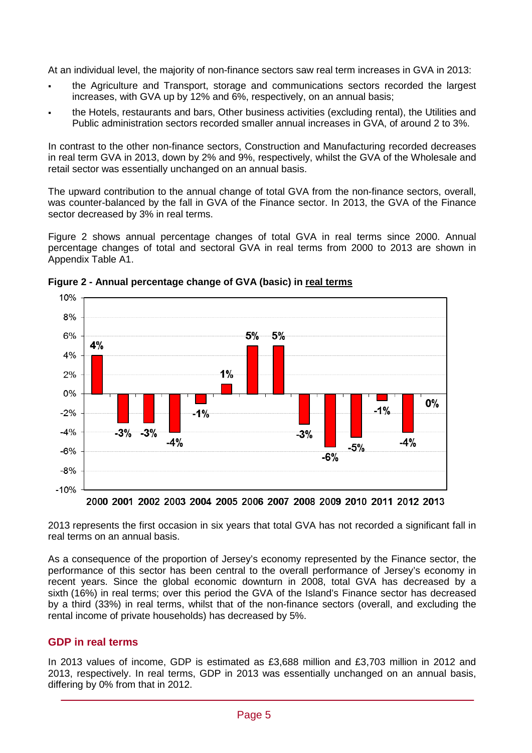At an individual level, the majority of non-finance sectors saw real term increases in GVA in 2013:

- the Agriculture and Transport, storage and communications sectors recorded the largest increases, with GVA up by 12% and 6%, respectively, on an annual basis;
- the Hotels, restaurants and bars, Other business activities (excluding rental), the Utilities and Public administration sectors recorded smaller annual increases in GVA, of around 2 to 3%.

In contrast to the other non-finance sectors, Construction and Manufacturing recorded decreases in real term GVA in 2013, down by 2% and 9%, respectively, whilst the GVA of the Wholesale and retail sector was essentially unchanged on an annual basis.

The upward contribution to the annual change of total GVA from the non-finance sectors, overall, was counter-balanced by the fall in GVA of the Finance sector. In 2013, the GVA of the Finance sector decreased by 3% in real terms.

Figure 2 shows annual percentage changes of total GVA in real terms since 2000. Annual percentage changes of total and sectoral GVA in real terms from 2000 to 2013 are shown in Appendix Table A1.

**Figure 2 - Annual percentage change of GVA (basic) in real terms**

| Year | 2000 | 2001 | 2002 | 2003 | 2004 | 2005 | 2006 | 2007 | 2008 | 2009 | 2010 | 2011 | 2012 | 2013 |
|---|---|---|---|---|---|---|---|---|---|---|---|---|---|---|
| Annual % change | 4% | -3% | -3% | -4% | -1% | 1% | 5% | 5% | -3% | -6% | -5% | -1% | -4% | 0% |

2013 represents the first occasion in six years that total GVA has not recorded a significant fall in real terms on an annual basis.

As a consequence of the proportion of Jersey's economy represented by the Finance sector, the performance of this sector has been central to the overall performance of Jersey's economy in recent years. Since the global economic downturn in 2008, total GVA has decreased by a sixth (16%) in real terms; over this period the GVA of the Island's Finance sector has decreased by a third (33%) in real terms, whilst that of the non-finance sectors (overall, and excluding the rental income of private households) has decreased by 5%.

## GDP in real terms

In 2013 values of income, GDP is estimated as £3,688 million and £3,703 million in 2012 and 2013, respectively. In real terms, GDP in 2013 was essentially unchanged on an annual basis, differing by 0% from that in 2012.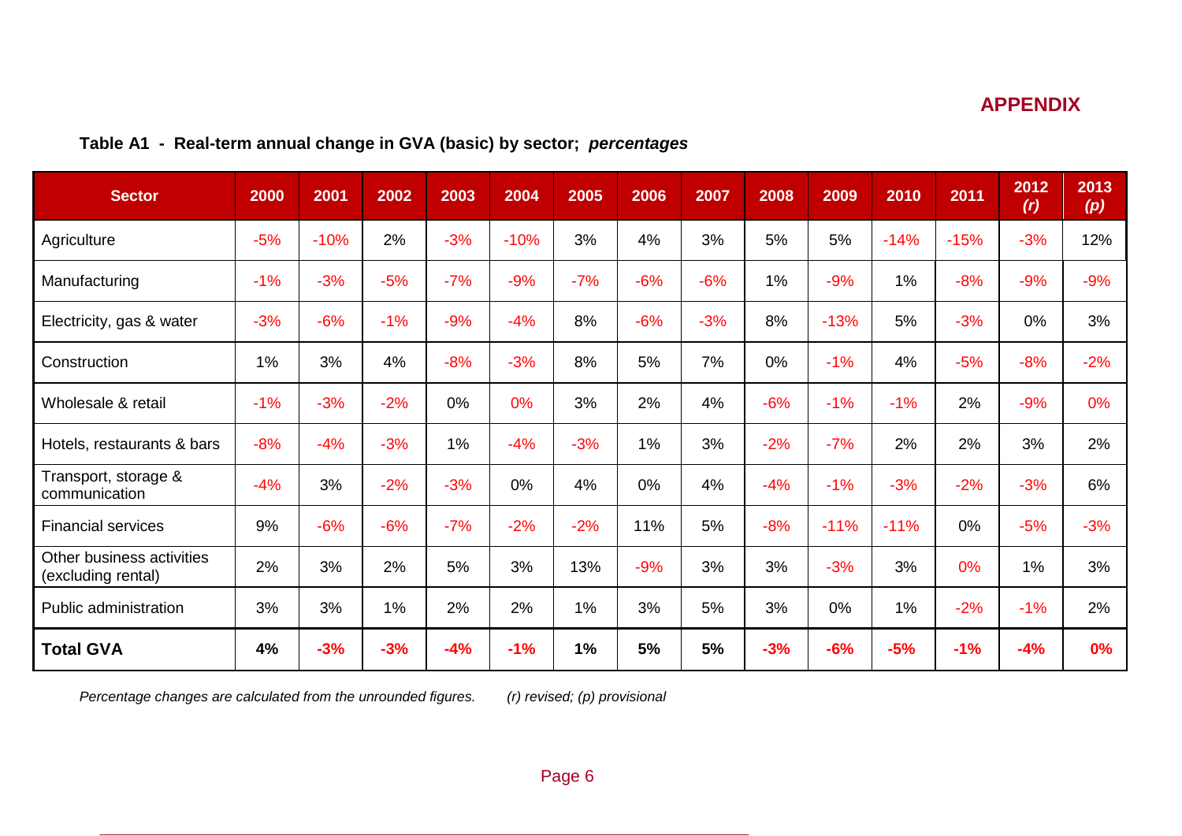## APPENDIX

**Table A1 - Real-term annual change in GVA (basic) by sector; *percentages***

| Sector | 2000 | 2001 | 2002 | 2003 | 2004 | 2005 | 2006 | 2007 | 2008 | 2009 | 2010 | 2011 | 2012 *(r)* | 2013 *(p)* |
|---|---|---|---|---|---|---|---|---|---|---|---|---|---|---|
| Agriculture | -5% | -10% | 2% | -3% | -10% | 3% | 4% | 3% | 5% | 5% | -14% | -15% | -3% | 12% |
| Manufacturing | -1% | -3% | -5% | -7% | -9% | -7% | -6% | -6% | 1% | -9% | 1% | -8% | -9% | -9% |
| Electricity, gas & water | -3% | -6% | -1% | -9% | -4% | 8% | -6% | -3% | 8% | -13% | 5% | -3% | 0% | 3% |
| Construction | 1% | 3% | 4% | -8% | -3% | 8% | 5% | 7% | 0% | -1% | 4% | -5% | -8% | -2% |
| Wholesale & retail | -1% | -3% | -2% | 0% | 0% | 3% | 2% | 4% | -6% | -1% | -1% | 2% | -9% | 0% |
| Hotels, restaurants & bars | -8% | -4% | -3% | 1% | -4% | -3% | 1% | 3% | -2% | -7% | 2% | 2% | 3% | 2% |
| Transport, storage & communication | -4% | 3% | -2% | -3% | 0% | 4% | 0% | 4% | -4% | -1% | -3% | -2% | -3% | 6% |
| Financial services | 9% | -6% | -6% | -7% | -2% | -2% | 11% | 5% | -8% | -11% | -11% | 0% | -5% | -3% |
| Other business activities (excluding rental) | 2% | 3% | 2% | 5% | 3% | 13% | -9% | 3% | 3% | -3% | 3% | 0% | 1% | 3% |
| Public administration | 3% | 3% | 1% | 2% | 2% | 1% | 3% | 5% | 3% | 0% | 1% | -2% | -1% | 2% |
| **Total GVA** | **4%** | **-3%** | **-3%** | **-4%** | **-1%** | **1%** | **5%** | **5%** | **-3%** | **-6%** | **-5%** | **-1%** | **-4%** | **0%** |

*Percentage changes are calculated from the unrounded figures.* *(r) revised; (p) provisional*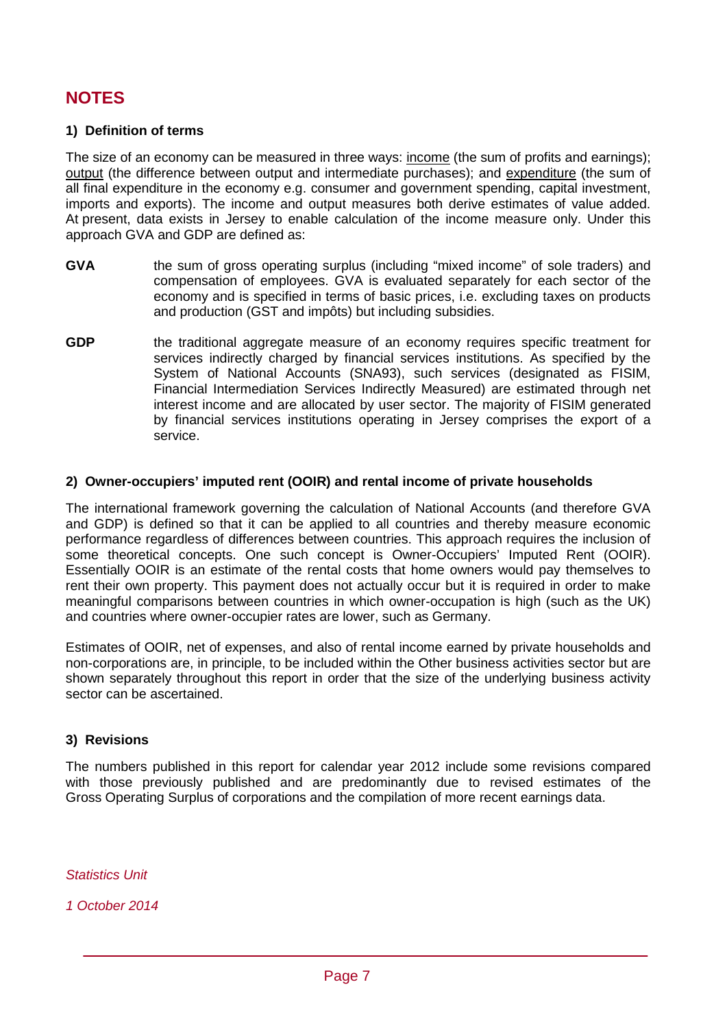# NOTES

### 1) Definition of terms

The size of an economy can be measured in three ways: income (the sum of profits and earnings); output (the difference between output and intermediate purchases); and expenditure (the sum of all final expenditure in the economy e.g. consumer and government spending, capital investment, imports and exports). The income and output measures both derive estimates of value added. At present, data exists in Jersey to enable calculation of the income measure only. Under this approach GVA and GDP are defined as:

**GVA** the sum of gross operating surplus (including "mixed income" of sole traders) and compensation of employees. GVA is evaluated separately for each sector of the economy and is specified in terms of basic prices, i.e. excluding taxes on products and production (GST and impôts) but including subsidies.

**GDP** the traditional aggregate measure of an economy requires specific treatment for services indirectly charged by financial services institutions. As specified by the System of National Accounts (SNA93), such services (designated as FISIM, Financial Intermediation Services Indirectly Measured) are estimated through net interest income and are allocated by user sector. The majority of FISIM generated by financial services institutions operating in Jersey comprises the export of a service.

### 2) Owner-occupiers' imputed rent (OOIR) and rental income of private households

The international framework governing the calculation of National Accounts (and therefore GVA and GDP) is defined so that it can be applied to all countries and thereby measure economic performance regardless of differences between countries. This approach requires the inclusion of some theoretical concepts. One such concept is Owner-Occupiers' Imputed Rent (OOIR). Essentially OOIR is an estimate of the rental costs that home owners would pay themselves to rent their own property. This payment does not actually occur but it is required in order to make meaningful comparisons between countries in which owner-occupation is high (such as the UK) and countries where owner-occupier rates are lower, such as Germany.

Estimates of OOIR, net of expenses, and also of rental income earned by private households and non-corporations are, in principle, to be included within the Other business activities sector but are shown separately throughout this report in order that the size of the underlying business activity sector can be ascertained.

### 3) Revisions

The numbers published in this report for calendar year 2012 include some revisions compared with those previously published and are predominantly due to revised estimates of the Gross Operating Surplus of corporations and the compilation of more recent earnings data.

*Statistics Unit*

*1 October 2014*